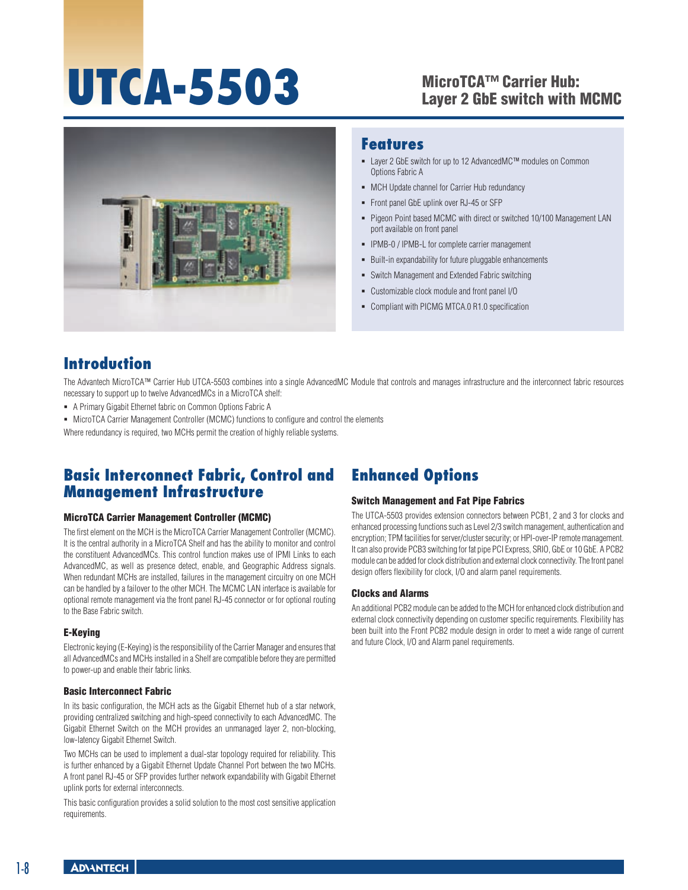# UTCA-5503

## MicroTCA™ Carrier Hub: Layer 2 GbE switch with MCMC

## Features

- Layer 2 GbE switch for up to 12 AdvancedMC™ modules on Common Options Fabric A
- MCH Update channel for Carrier Hub redundancy
- Front panel GbE uplink over RJ-45 or SFP
- Pigeon Point based MCMC with direct or switched 10/100 Management LAN port available on front panel
- IPMB-0 / IPMB-L for complete carrier management
- Built-in expandability for future pluggable enhancements
- Switch Management and Extended Fabric switching
- Customizable clock module and front panel I/O
- Compliant with PICMG MTCA.0 R1.0 specification

## Introduction

The Advantech MicroTCA™ Carrier Hub UTCA-5503 combines into a single AdvancedMC Module that controls and manages infrastructure and the interconnect fabric resources necessary to support up to twelve AdvancedMCs in a MicroTCA shelf:

- A Primary Gigabit Ethernet fabric on Common Options Fabric A
- MicroTCA Carrier Management Controller (MCMC) functions to configure and control the elements

Where redundancy is required, two MCHs permit the creation of highly reliable systems.

## Basic Interconnect Fabric, Control and Management Infrastructure

### MicroTCA Carrier Management Controller (MCMC)

The first element on the MCH is the MicroTCA Carrier Management Controller (MCMC). It is the central authority in a MicroTCA Shelf and has the ability to monitor and control the constituent AdvancedMCs. This control function makes use of IPMI Links to each AdvancedMC, as well as presence detect, enable, and Geographic Address signals. When redundant MCHs are installed, failures in the management circuitry on one MCH can be handled by a failover to the other MCH. The MCMC LAN interface is available for optional remote management via the front panel RJ-45 connector or for optional routing to the Base Fabric switch.

### E-Keying

Electronic keying (E-Keying) is the responsibility of the Carrier Manager and ensures that all AdvancedMCs and MCHs installed in a Shelf are compatible before they are permitted to power-up and enable their fabric links.

### Basic Interconnect Fabric

In its basic configuration, the MCH acts as the Gigabit Ethernet hub of a star network, providing centralized switching and high-speed connectivity to each AdvancedMC. The Gigabit Ethernet Switch on the MCH provides an unmanaged layer 2, non-blocking, low-latency Gigabit Ethernet Switch.

Two MCHs can be used to implement a dual-star topology required for reliability. This is further enhanced by a Gigabit Ethernet Update Channel Port between the two MCHs. A front panel RJ-45 or SFP provides further network expandability with Gigabit Ethernet uplink ports for external interconnects.

This basic configuration provides a solid solution to the most cost sensitive application requirements.

## Enhanced Options

### Switch Management and Fat Pipe Fabrics

The UTCA-5503 provides extension connectors between PCB1, 2 and 3 for clocks and enhanced processing functions such as Level 2/3 switch management, authentication and encryption; TPM facilities for server/cluster security; or HPI-over-IP remote management. It can also provide PCB3 switching for fat pipe PCI Express, SRIO, GbE or 10 GbE. A PCB2 module can be added for clock distribution and external clock connectivity. The front panel design offers flexibility for clock, I/O and alarm panel requirements.

### Clocks and Alarms

An additional PCB2 module can be added to the MCH for enhanced clock distribution and external clock connectivity depending on customer specific requirements. Flexibility has been built into the Front PCB2 module design in order to meet a wide range of current and future Clock, I/O and Alarm panel requirements.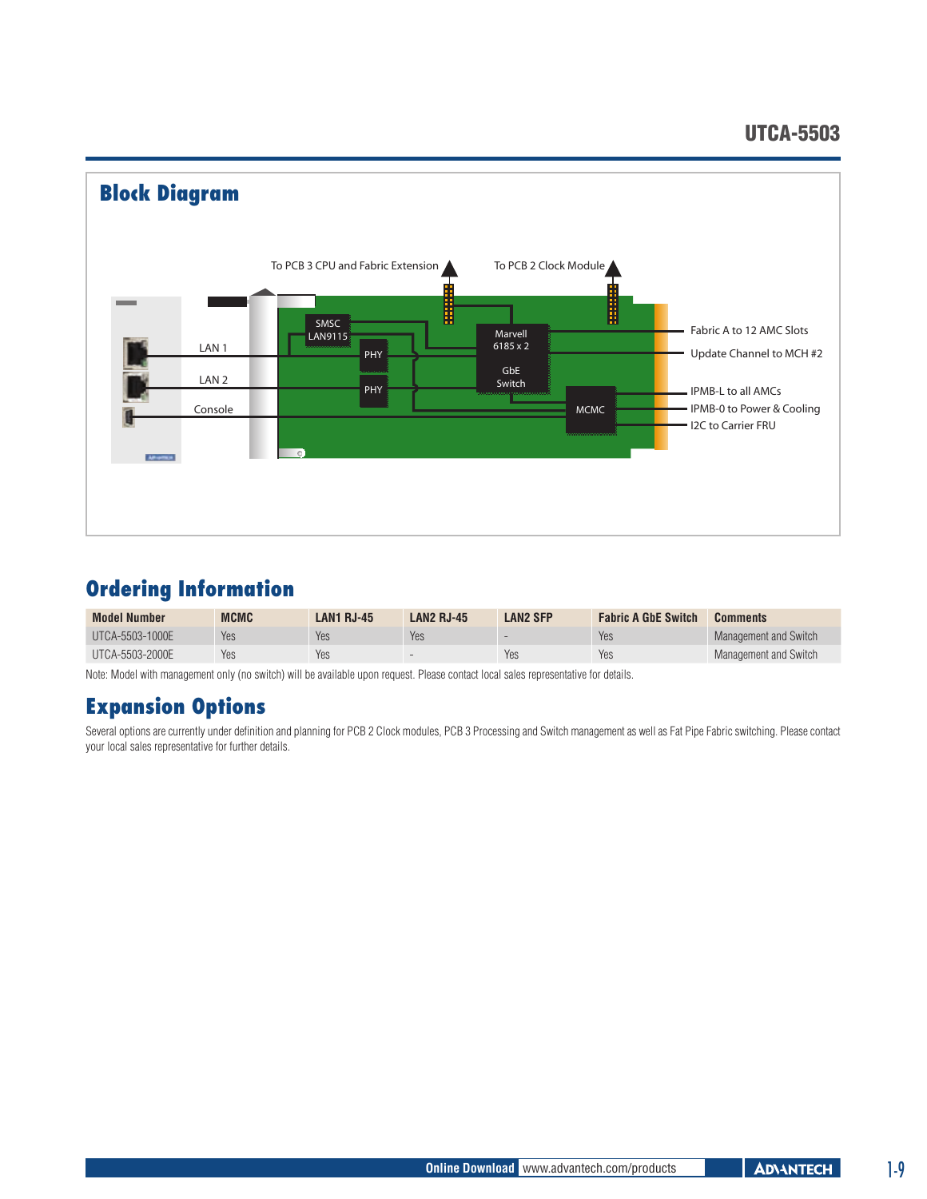## Block Diagram

To PCB 3 CPU and Fabric Extension

To PCB 2 Clock Module

SMSC LAN9115

Marvell 6185 x 2

GbE Switch

PHY

PHY

MCMC

LAN 1

LAN 2

Console

Fabric A to 12 AMC Slots

Update Channel to MCH #2

IPMB-L to all AMCs

IPMB-0 to Power & Cooling

I2C to Carrier FRU

## Ordering Information

| Model Number | MCMC | LAN1 RJ-45 | LAN2 RJ-45 | LAN2 SFP | Fabric A GbE Switch | Comments |
|---|---|---|---|---|---|---|
| UTCA-5503-1000E | Yes | Yes | Yes | - | Yes | Management and Switch |
| UTCA-5503-2000E | Yes | Yes | - | Yes | Yes | Management and Switch |

Note: Model with management only (no switch) will be available upon request. Please contact local sales representative for details.

## Expansion Options

Several options are currently under definition and planning for PCB 2 Clock modules, PCB 3 Processing and Switch management as well as Fat Pipe Fabric switching. Please contact your local sales representative for further details.